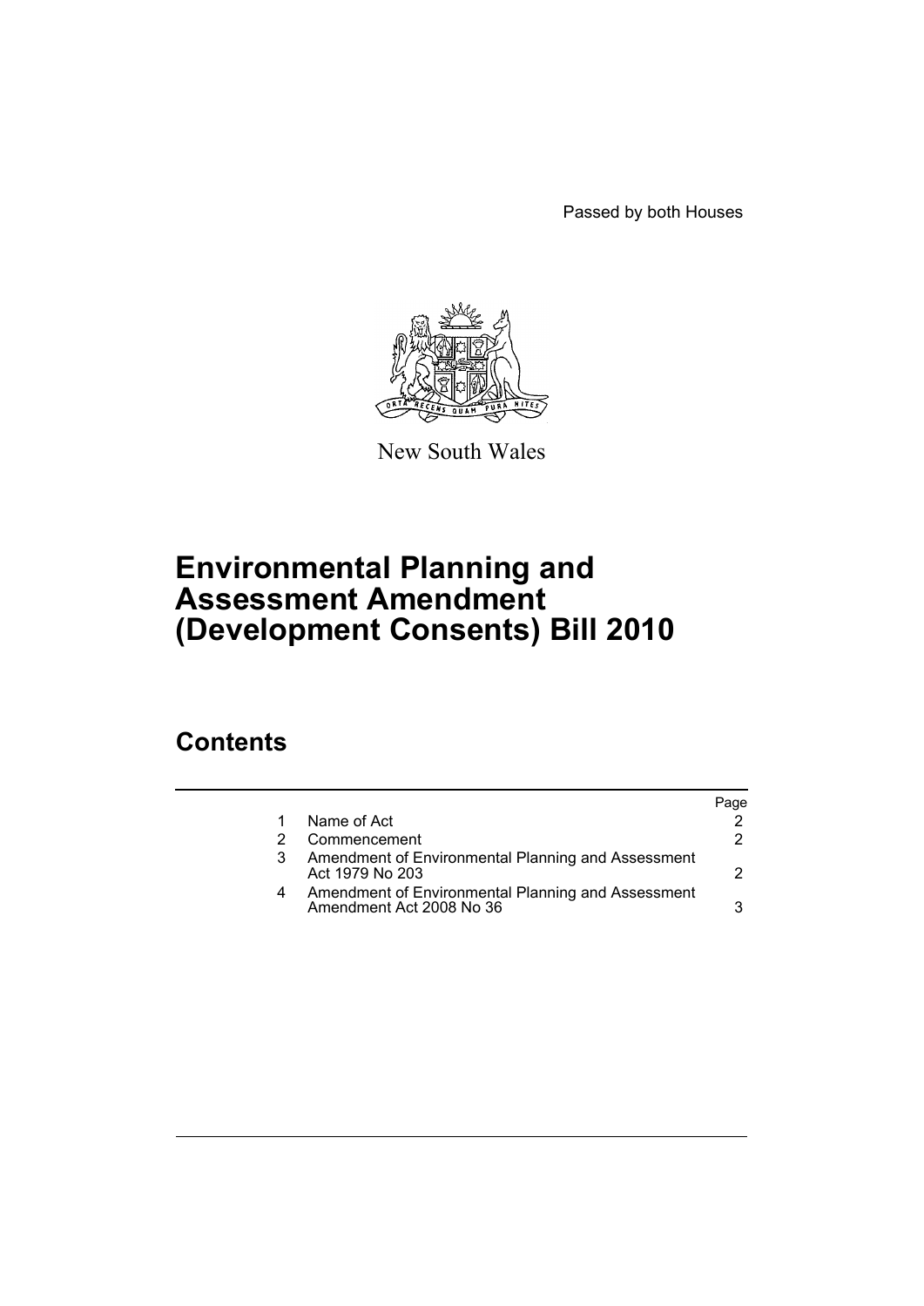Passed by both Houses

New South Wales

# Environmental Planning and Assessment Amendment (Development Consents) Bill 2010

## Contents

| | | Page |
|---|---|---|
| 1 | Name of Act | 2 |
| 2 | Commencement | 2 |
| 3 | Amendment of Environmental Planning and Assessment Act 1979 No 203 | 2 |
| 4 | Amendment of Environmental Planning and Assessment Amendment Act 2008 No 36 | 3 |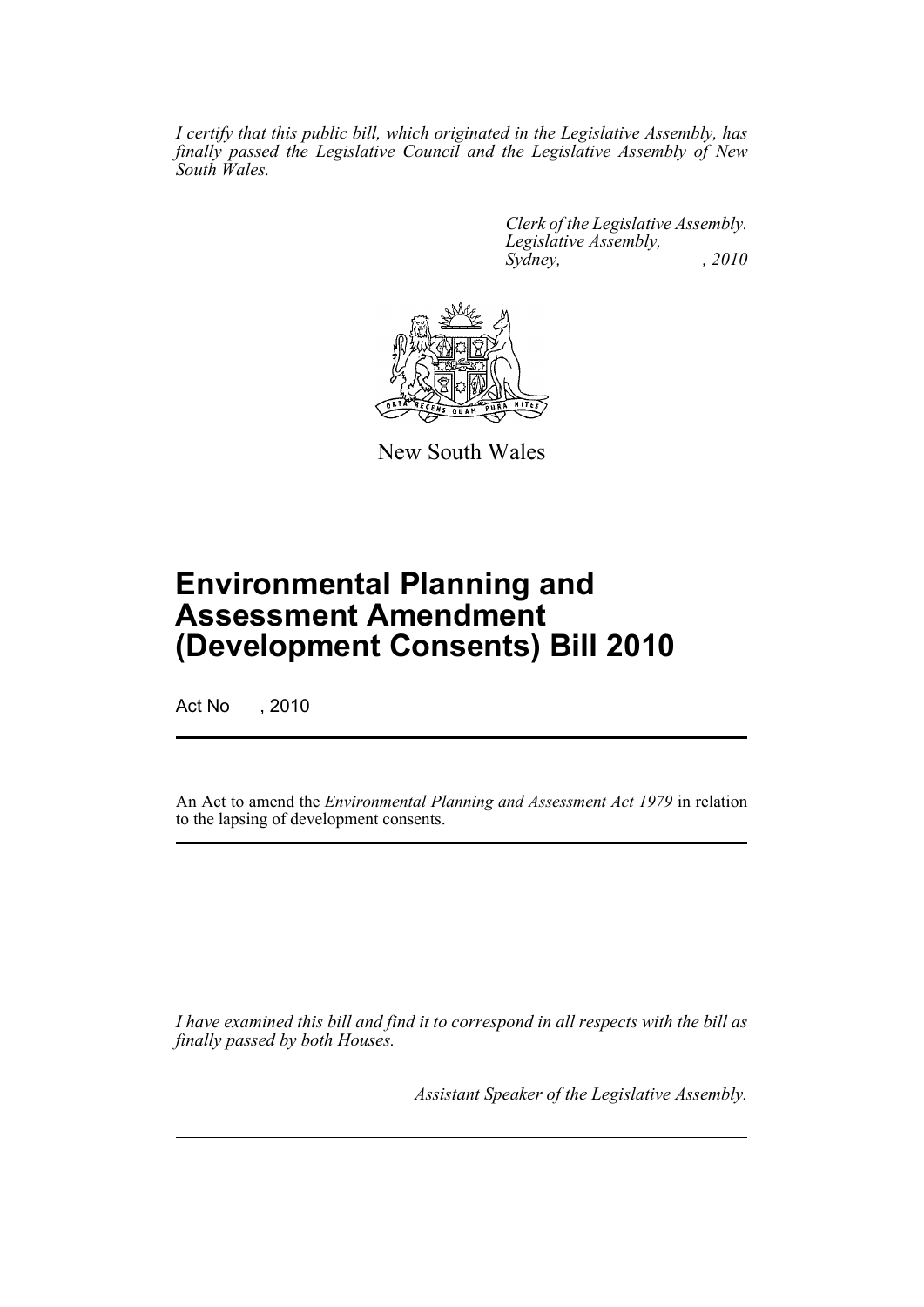*I certify that this public bill, which originated in the Legislative Assembly, has finally passed the Legislative Council and the Legislative Assembly of New South Wales.*

*Clerk of the Legislative Assembly.*
*Legislative Assembly,*
*Sydney, , 2010*

New South Wales

# Environmental Planning and Assessment Amendment (Development Consents) Bill 2010

Act No , 2010

An Act to amend the *Environmental Planning and Assessment Act 1979* in relation to the lapsing of development consents.

*I have examined this bill and find it to correspond in all respects with the bill as finally passed by both Houses.*

*Assistant Speaker of the Legislative Assembly.*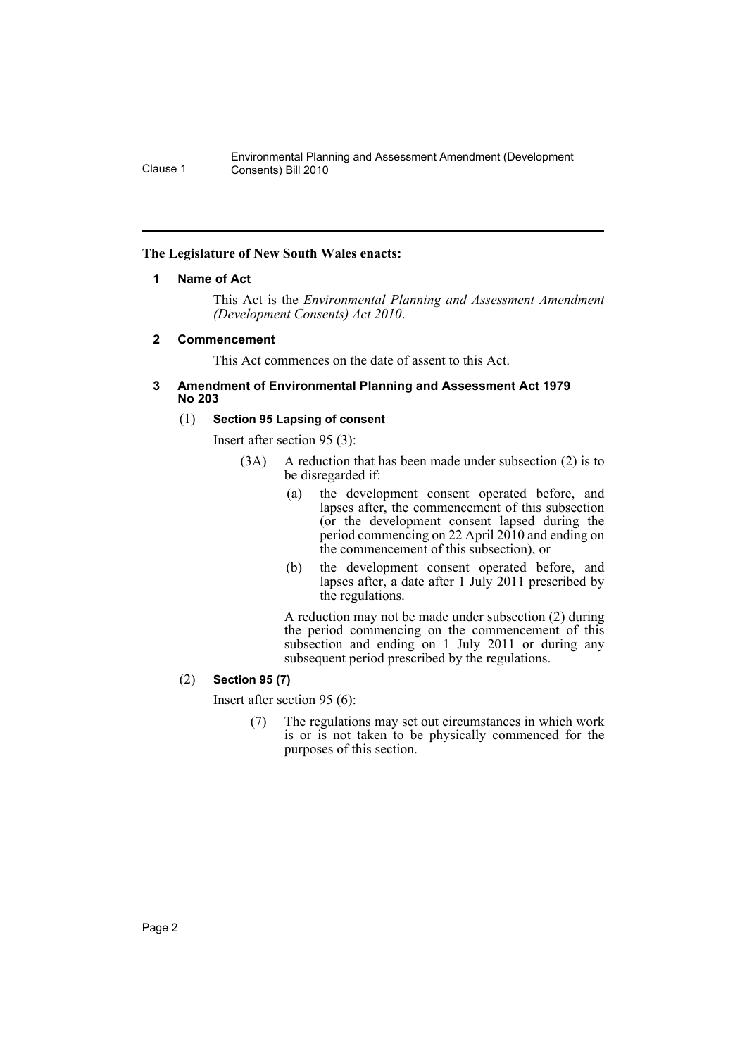**The Legislature of New South Wales enacts:**

## 1 Name of Act

This Act is the *Environmental Planning and Assessment Amendment (Development Consents) Act 2010*.

## 2 Commencement

This Act commences on the date of assent to this Act.

## 3 Amendment of Environmental Planning and Assessment Act 1979 No 203

### (1) Section 95 Lapsing of consent

Insert after section 95 (3):

(3A) A reduction that has been made under subsection (2) is to be disregarded if:

(a) the development consent operated before, and lapses after, the commencement of this subsection (or the development consent lapsed during the period commencing on 22 April 2010 and ending on the commencement of this subsection), or

(b) the development consent operated before, and lapses after, a date after 1 July 2011 prescribed by the regulations.

A reduction may not be made under subsection (2) during the period commencing on the commencement of this subsection and ending on 1 July 2011 or during any subsequent period prescribed by the regulations.

### (2) Section 95 (7)

Insert after section 95 (6):

(7) The regulations may set out circumstances in which work is or is not taken to be physically commenced for the purposes of this section.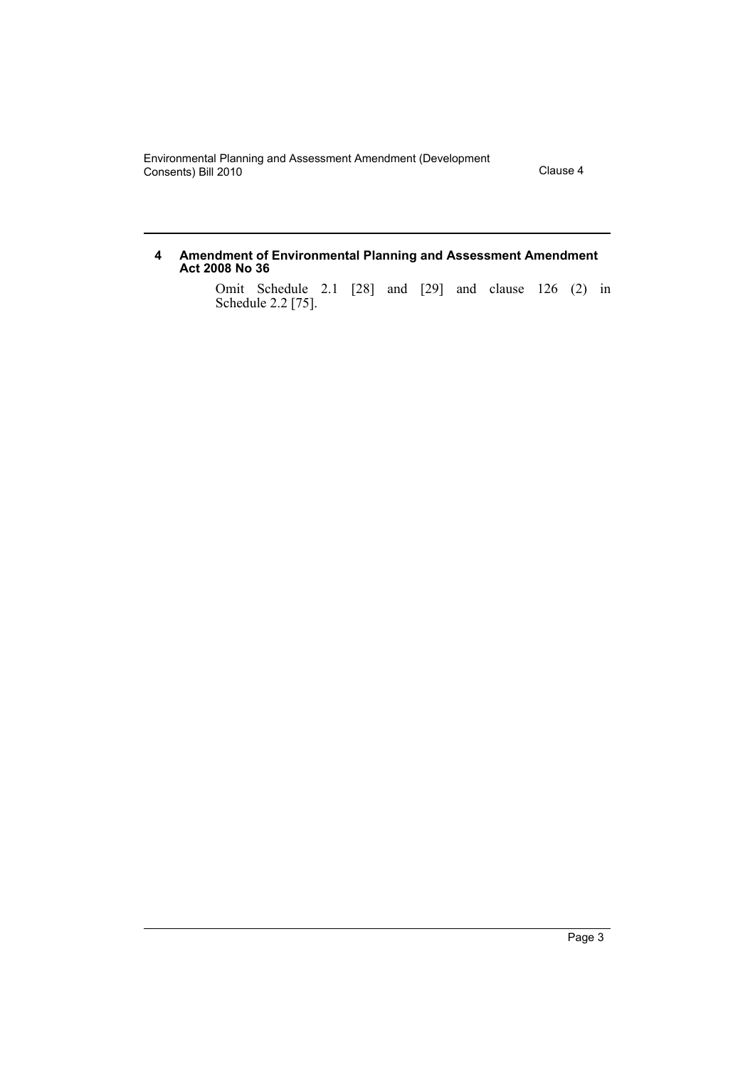## 4 Amendment of Environmental Planning and Assessment Amendment Act 2008 No 36

Omit Schedule 2.1 [28] and [29] and clause 126 (2) in Schedule 2.2 [75].